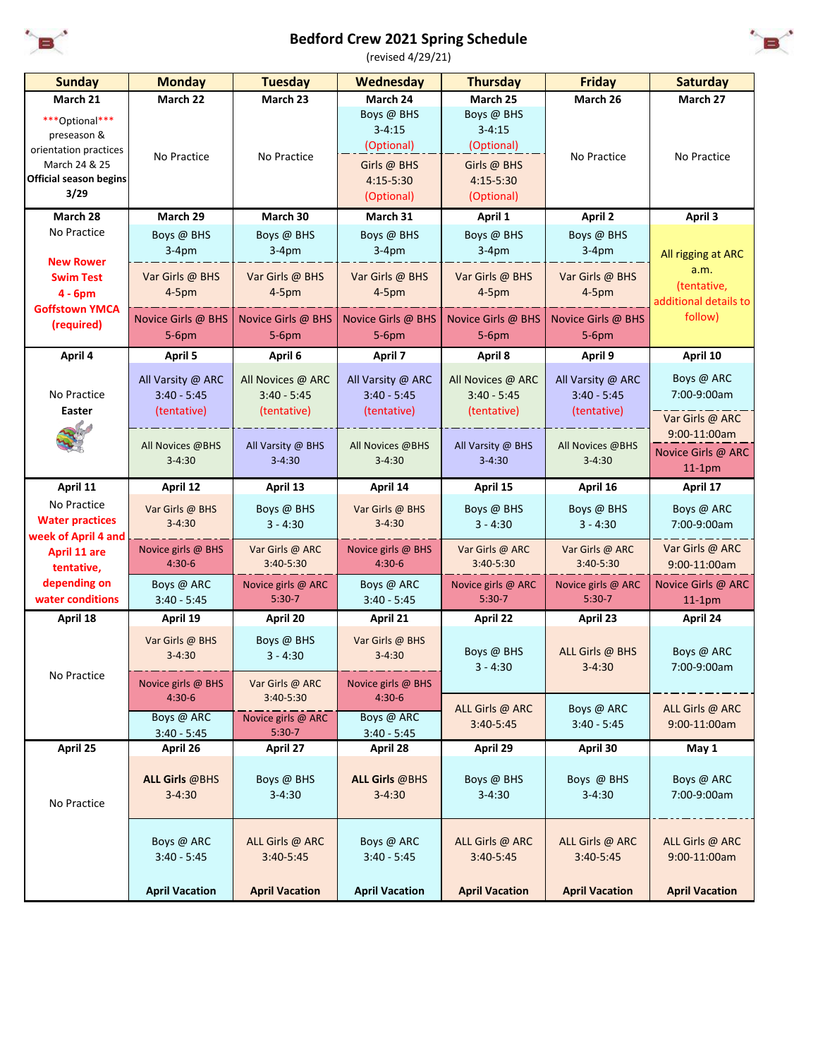# Bedford Crew 2021 Spring Schedule

(revised 4/29/21)

| Sunday | Monday | Tuesday | Wednesday | Thursday | Friday | Saturday |
|---|---|---|---|---|---|---|
| **March 21** ***Optional*** preseason & orientation practices March 24 & 25 **Official season begins 3/29** | **March 22** No Practice | **March 23** No Practice | **March 24** Boys @ BHS 3-4:15 (Optional) Girls @ BHS 4:15-5:30 (Optional) | **March 25** Boys @ BHS 3-4:15 (Optional) Girls @ BHS 4:15-5:30 (Optional) | **March 26** No Practice | **March 27** No Practice |
| **March 28** No Practice **New Rower Swim Test 4 - 6pm Goffstown YMCA (required)** | **March 29** Boys @ BHS 3-4pm Var Girls @ BHS 4-5pm Novice Girls @ BHS 5-6pm | **March 30** Boys @ BHS 3-4pm Var Girls @ BHS 4-5pm Novice Girls @ BHS 5-6pm | **March 31** Boys @ BHS 3-4pm Var Girls @ BHS 4-5pm Novice Girls @ BHS 5-6pm | **April 1** Boys @ BHS 3-4pm Var Girls @ BHS 4-5pm Novice Girls @ BHS 5-6pm | **April 2** Boys @ BHS 3-4pm Var Girls @ BHS 4-5pm Novice Girls @ BHS 5-6pm | **April 3** All rigging at ARC a.m. (tentative, additional details to follow) |
| **April 4** No Practice **Easter** | **April 5** All Varsity @ ARC 3:40 - 5:45 (tentative) All Novices @BHS 3-4:30 | **April 6** All Novices @ ARC 3:40 - 5:45 (tentative) All Varsity @ BHS 3-4:30 | **April 7** All Varsity @ ARC 3:40 - 5:45 (tentative) All Novices @BHS 3-4:30 | **April 8** All Novices @ ARC 3:40 - 5:45 (tentative) All Varsity @ BHS 3-4:30 | **April 9** All Varsity @ ARC 3:40 - 5:45 (tentative) All Novices @BHS 3-4:30 | **April 10** Boys @ ARC 7:00-9:00am Var Girls @ ARC 9:00-11:00am Novice Girls @ ARC 11-1pm |
| **April 11** No Practice **Water practices week of April 4 and April 11 are tentative, depending on water conditions** | **April 12** Var Girls @ BHS 3-4:30 Novice girls @ BHS 4:30-6 Boys @ ARC 3:40 - 5:45 | **April 13** Boys @ BHS 3 - 4:30 Var Girls @ ARC 3:40-5:30 Novice girls @ ARC 5:30-7 | **April 14** Var Girls @ BHS 3-4:30 Novice girls @ BHS 4:30-6 Boys @ ARC 3:40 - 5:45 | **April 15** Boys @ BHS 3 - 4:30 Var Girls @ ARC 3:40-5:30 Novice girls @ ARC 5:30-7 | **April 16** Boys @ BHS 3 - 4:30 Var Girls @ ARC 3:40-5:30 Novice girls @ ARC 5:30-7 | **April 17** Boys @ ARC 7:00-9:00am Var Girls @ ARC 9:00-11:00am Novice Girls @ ARC 11-1pm |
| **April 18** No Practice | **April 19** Var Girls @ BHS 3-4:30 Novice girls @ BHS 4:30-6 Boys @ ARC 3:40 - 5:45 | **April 20** Boys @ BHS 3 - 4:30 Var Girls @ ARC 3:40-5:30 Novice girls @ ARC 5:30-7 | **April 21** Var Girls @ BHS 3-4:30 Novice girls @ BHS 4:30-6 Boys @ ARC 3:40 - 5:45 | **April 22** Boys @ BHS 3 - 4:30 ALL Girls @ ARC 3:40-5:45 | **April 23** ALL Girls @ BHS 3-4:30 Boys @ ARC 3:40 - 5:45 | **April 24** Boys @ ARC 7:00-9:00am ALL Girls @ ARC 9:00-11:00am |
| **April 25** No Practice | **April 26** **ALL Girls** @BHS 3-4:30 Boys @ ARC 3:40 - 5:45 **April Vacation** | **April 27** Boys @ BHS 3-4:30 ALL Girls @ ARC 3:40-5:45 **April Vacation** | **April 28** **ALL Girls** @BHS 3-4:30 Boys @ ARC 3:40 - 5:45 **April Vacation** | **April 29** Boys @ BHS 3-4:30 ALL Girls @ ARC 3:40-5:45 **April Vacation** | **April 30** Boys @ BHS 3-4:30 ALL Girls @ ARC 3:40-5:45 **April Vacation** | **May 1** Boys @ ARC 7:00-9:00am ALL Girls @ ARC 9:00-11:00am **April Vacation** |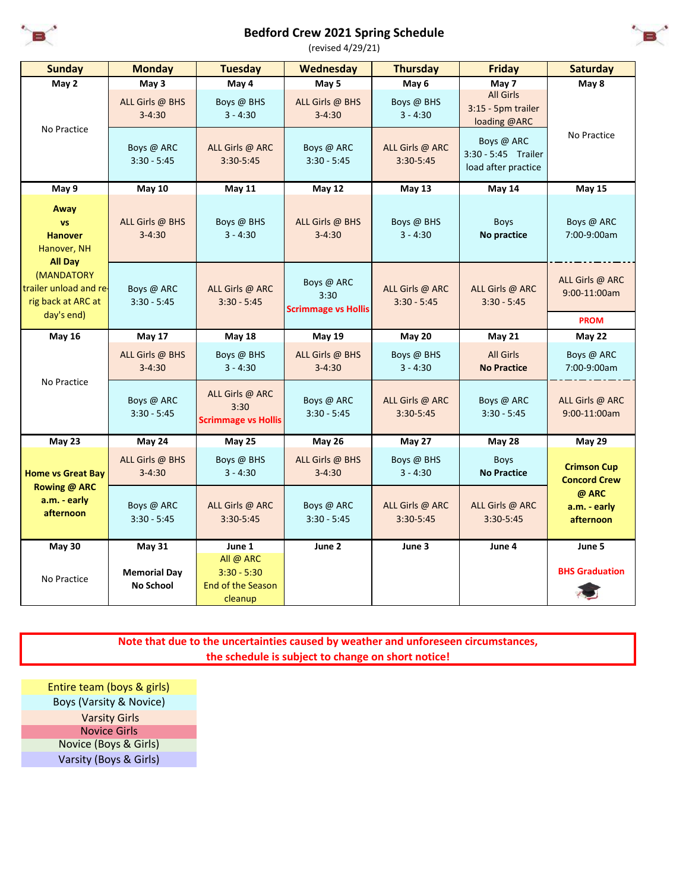# Bedford Crew 2021 Spring Schedule

(revised 4/29/21)

| Sunday | Monday | Tuesday | Wednesday | Thursday | Friday | Saturday |
|---|---|---|---|---|---|---|
| **May 2** | **May 3** | **May 4** | **May 5** | **May 6** | **May 7** | **May 8** |
| No Practice | ALL Girls @ BHS 3-4:30 | Boys @ BHS 3 - 4:30 | ALL Girls @ BHS 3-4:30 | Boys @ BHS 3 - 4:30 | All Girls 3:15 - 5pm trailer loading @ARC | No Practice |
| | Boys @ ARC 3:30 - 5:45 | ALL Girls @ ARC 3:30-5:45 | Boys @ ARC 3:30 - 5:45 | ALL Girls @ ARC 3:30-5:45 | Boys @ ARC 3:30 - 5:45 Trailer load after practice | |
| **May 9** | **May 10** | **May 11** | **May 12** | **May 13** | **May 14** | **May 15** |
| **Away vs Hanover** Hanover, NH **All Day** (MANDATORY trailer unload and re-rig back at ARC at day's end) | ALL Girls @ BHS 3-4:30 | Boys @ BHS 3 - 4:30 | ALL Girls @ BHS 3-4:30 | Boys @ BHS 3 - 4:30 | Boys **No practice** | Boys @ ARC 7:00-9:00am |
| | Boys @ ARC 3:30 - 5:45 | ALL Girls @ ARC 3:30 - 5:45 | Boys @ ARC 3:30 **Scrimmage vs Hollis** | ALL Girls @ ARC 3:30 - 5:45 | ALL Girls @ ARC 3:30 - 5:45 | ALL Girls @ ARC 9:00-11:00am |
| | | | | | | **PROM** |
| **May 16** | **May 17** | **May 18** | **May 19** | **May 20** | **May 21** | **May 22** |
| No Practice | ALL Girls @ BHS 3-4:30 | Boys @ BHS 3 - 4:30 | ALL Girls @ BHS 3-4:30 | Boys @ BHS 3 - 4:30 | All Girls **No Practice** | Boys @ ARC 7:00-9:00am |
| | Boys @ ARC 3:30 - 5:45 | ALL Girls @ ARC 3:30 **Scrimmage vs Hollis** | Boys @ ARC 3:30 - 5:45 | ALL Girls @ ARC 3:30-5:45 | Boys @ ARC 3:30 - 5:45 | ALL Girls @ ARC 9:00-11:00am |
| **May 23** | **May 24** | **May 25** | **May 26** | **May 27** | **May 28** | **May 29** |
| **Home vs Great Bay Rowing @ ARC a.m. - early afternoon** | ALL Girls @ BHS 3-4:30 | Boys @ BHS 3 - 4:30 | ALL Girls @ BHS 3-4:30 | Boys @ BHS 3 - 4:30 | Boys **No Practice** | **Crimson Cup Concord Crew @ ARC a.m. - early afternoon** |
| | Boys @ ARC 3:30 - 5:45 | ALL Girls @ ARC 3:30-5:45 | Boys @ ARC 3:30 - 5:45 | ALL Girls @ ARC 3:30-5:45 | ALL Girls @ ARC 3:30-5:45 | |
| **May 30** | **May 31** | **June 1** | **June 2** | **June 3** | **June 4** | **June 5** |
| No Practice | **Memorial Day No School** | All @ ARC 3:30 - 5:30 End of the Season cleanup | | | | **BHS Graduation** |

**Note that due to the uncertainties caused by weather and unforeseen circumstances, the schedule is subject to change on short notice!**

| Legend |
|---|
| Entire team (boys & girls) |
| Boys (Varsity & Novice) |
| Varsity Girls |
| Novice Girls |
| Novice (Boys & Girls) |
| Varsity (Boys & Girls) |